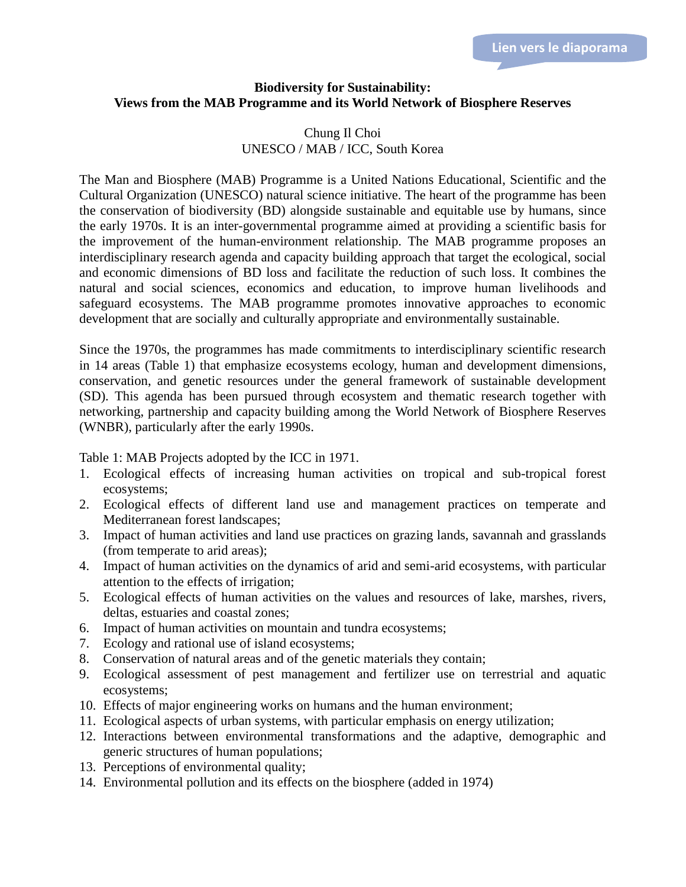Lien vers le diaporama

# Biodiversity for Sustainability: Views from the MAB Programme and its World Network of Biosphere Reserves

Chung Il Choi
UNESCO / MAB / ICC, South Korea

The Man and Biosphere (MAB) Programme is a United Nations Educational, Scientific and the Cultural Organization (UNESCO) natural science initiative. The heart of the programme has been the conservation of biodiversity (BD) alongside sustainable and equitable use by humans, since the early 1970s. It is an inter-governmental programme aimed at providing a scientific basis for the improvement of the human-environment relationship. The MAB programme proposes an interdisciplinary research agenda and capacity building approach that target the ecological, social and economic dimensions of BD loss and facilitate the reduction of such loss. It combines the natural and social sciences, economics and education, to improve human livelihoods and safeguard ecosystems. The MAB programme promotes innovative approaches to economic development that are socially and culturally appropriate and environmentally sustainable.

Since the 1970s, the programmes has made commitments to interdisciplinary scientific research in 14 areas (Table 1) that emphasize ecosystems ecology, human and development dimensions, conservation, and genetic resources under the general framework of sustainable development (SD). This agenda has been pursued through ecosystem and thematic research together with networking, partnership and capacity building among the World Network of Biosphere Reserves (WNBR), particularly after the early 1990s.

Table 1: MAB Projects adopted by the ICC in 1971.

1. Ecological effects of increasing human activities on tropical and sub-tropical forest ecosystems;
2. Ecological effects of different land use and management practices on temperate and Mediterranean forest landscapes;
3. Impact of human activities and land use practices on grazing lands, savannah and grasslands (from temperate to arid areas);
4. Impact of human activities on the dynamics of arid and semi-arid ecosystems, with particular attention to the effects of irrigation;
5. Ecological effects of human activities on the values and resources of lake, marshes, rivers, deltas, estuaries and coastal zones;
6. Impact of human activities on mountain and tundra ecosystems;
7. Ecology and rational use of island ecosystems;
8. Conservation of natural areas and of the genetic materials they contain;
9. Ecological assessment of pest management and fertilizer use on terrestrial and aquatic ecosystems;
10. Effects of major engineering works on humans and the human environment;
11. Ecological aspects of urban systems, with particular emphasis on energy utilization;
12. Interactions between environmental transformations and the adaptive, demographic and generic structures of human populations;
13. Perceptions of environmental quality;
14. Environmental pollution and its effects on the biosphere (added in 1974)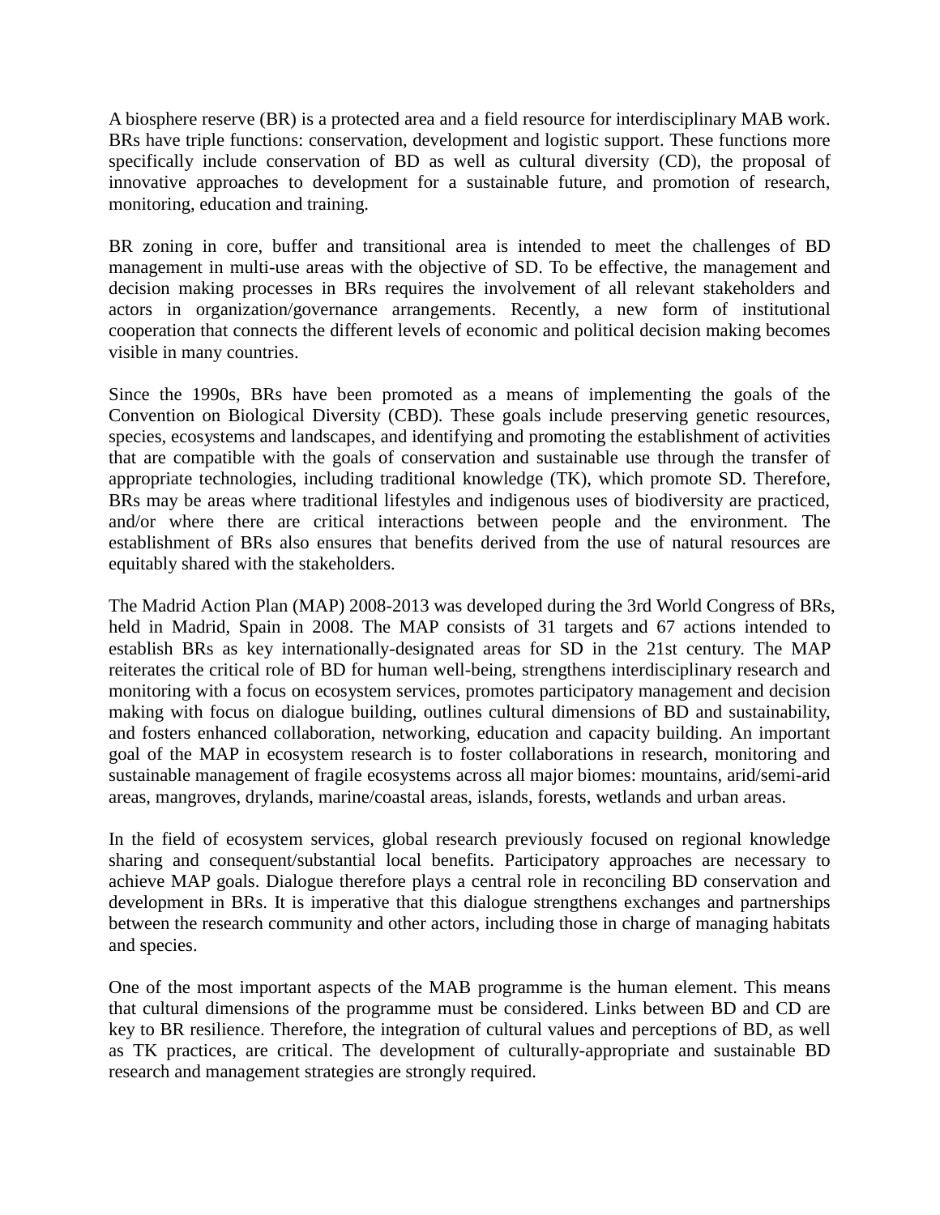A biosphere reserve (BR) is a protected area and a field resource for interdisciplinary MAB work. BRs have triple functions: conservation, development and logistic support. These functions more specifically include conservation of BD as well as cultural diversity (CD), the proposal of innovative approaches to development for a sustainable future, and promotion of research, monitoring, education and training.

BR zoning in core, buffer and transitional area is intended to meet the challenges of BD management in multi-use areas with the objective of SD. To be effective, the management and decision making processes in BRs requires the involvement of all relevant stakeholders and actors in organization/governance arrangements. Recently, a new form of institutional cooperation that connects the different levels of economic and political decision making becomes visible in many countries.

Since the 1990s, BRs have been promoted as a means of implementing the goals of the Convention on Biological Diversity (CBD). These goals include preserving genetic resources, species, ecosystems and landscapes, and identifying and promoting the establishment of activities that are compatible with the goals of conservation and sustainable use through the transfer of appropriate technologies, including traditional knowledge (TK), which promote SD. Therefore, BRs may be areas where traditional lifestyles and indigenous uses of biodiversity are practiced, and/or where there are critical interactions between people and the environment. The establishment of BRs also ensures that benefits derived from the use of natural resources are equitably shared with the stakeholders.

The Madrid Action Plan (MAP) 2008-2013 was developed during the 3rd World Congress of BRs, held in Madrid, Spain in 2008. The MAP consists of 31 targets and 67 actions intended to establish BRs as key internationally-designated areas for SD in the 21st century. The MAP reiterates the critical role of BD for human well-being, strengthens interdisciplinary research and monitoring with a focus on ecosystem services, promotes participatory management and decision making with focus on dialogue building, outlines cultural dimensions of BD and sustainability, and fosters enhanced collaboration, networking, education and capacity building. An important goal of the MAP in ecosystem research is to foster collaborations in research, monitoring and sustainable management of fragile ecosystems across all major biomes: mountains, arid/semi-arid areas, mangroves, drylands, marine/coastal areas, islands, forests, wetlands and urban areas.

In the field of ecosystem services, global research previously focused on regional knowledge sharing and consequent/substantial local benefits. Participatory approaches are necessary to achieve MAP goals. Dialogue therefore plays a central role in reconciling BD conservation and development in BRs. It is imperative that this dialogue strengthens exchanges and partnerships between the research community and other actors, including those in charge of managing habitats and species.

One of the most important aspects of the MAB programme is the human element. This means that cultural dimensions of the programme must be considered. Links between BD and CD are key to BR resilience. Therefore, the integration of cultural values and perceptions of BD, as well as TK practices, are critical. The development of culturally-appropriate and sustainable BD research and management strategies are strongly required.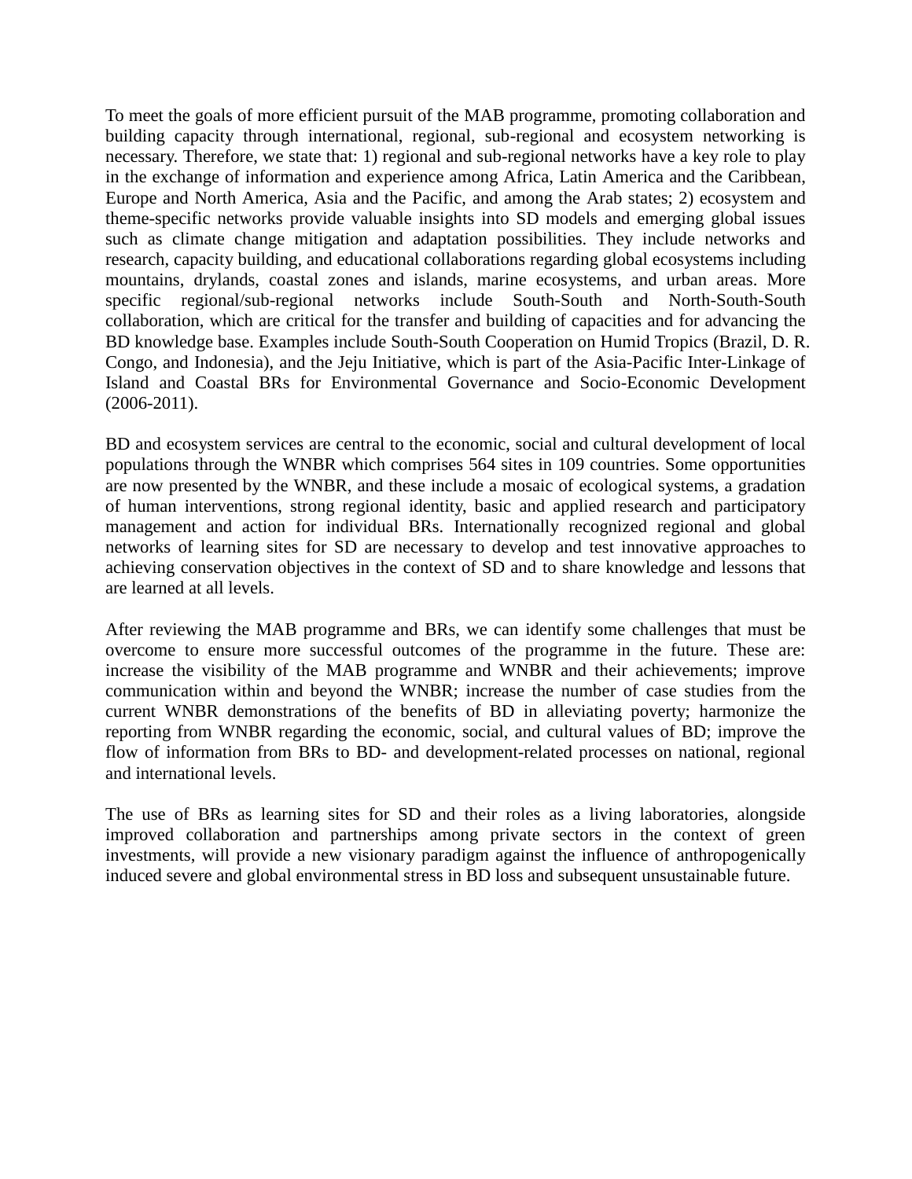To meet the goals of more efficient pursuit of the MAB programme, promoting collaboration and building capacity through international, regional, sub-regional and ecosystem networking is necessary. Therefore, we state that: 1) regional and sub-regional networks have a key role to play in the exchange of information and experience among Africa, Latin America and the Caribbean, Europe and North America, Asia and the Pacific, and among the Arab states; 2) ecosystem and theme-specific networks provide valuable insights into SD models and emerging global issues such as climate change mitigation and adaptation possibilities. They include networks and research, capacity building, and educational collaborations regarding global ecosystems including mountains, drylands, coastal zones and islands, marine ecosystems, and urban areas. More specific regional/sub-regional networks include South-South and North-South-South collaboration, which are critical for the transfer and building of capacities and for advancing the BD knowledge base. Examples include South-South Cooperation on Humid Tropics (Brazil, D. R. Congo, and Indonesia), and the Jeju Initiative, which is part of the Asia-Pacific Inter-Linkage of Island and Coastal BRs for Environmental Governance and Socio-Economic Development (2006-2011).

BD and ecosystem services are central to the economic, social and cultural development of local populations through the WNBR which comprises 564 sites in 109 countries. Some opportunities are now presented by the WNBR, and these include a mosaic of ecological systems, a gradation of human interventions, strong regional identity, basic and applied research and participatory management and action for individual BRs. Internationally recognized regional and global networks of learning sites for SD are necessary to develop and test innovative approaches to achieving conservation objectives in the context of SD and to share knowledge and lessons that are learned at all levels.

After reviewing the MAB programme and BRs, we can identify some challenges that must be overcome to ensure more successful outcomes of the programme in the future. These are: increase the visibility of the MAB programme and WNBR and their achievements; improve communication within and beyond the WNBR; increase the number of case studies from the current WNBR demonstrations of the benefits of BD in alleviating poverty; harmonize the reporting from WNBR regarding the economic, social, and cultural values of BD; improve the flow of information from BRs to BD- and development-related processes on national, regional and international levels.

The use of BRs as learning sites for SD and their roles as a living laboratories, alongside improved collaboration and partnerships among private sectors in the context of green investments, will provide a new visionary paradigm against the influence of anthropogenically induced severe and global environmental stress in BD loss and subsequent unsustainable future.